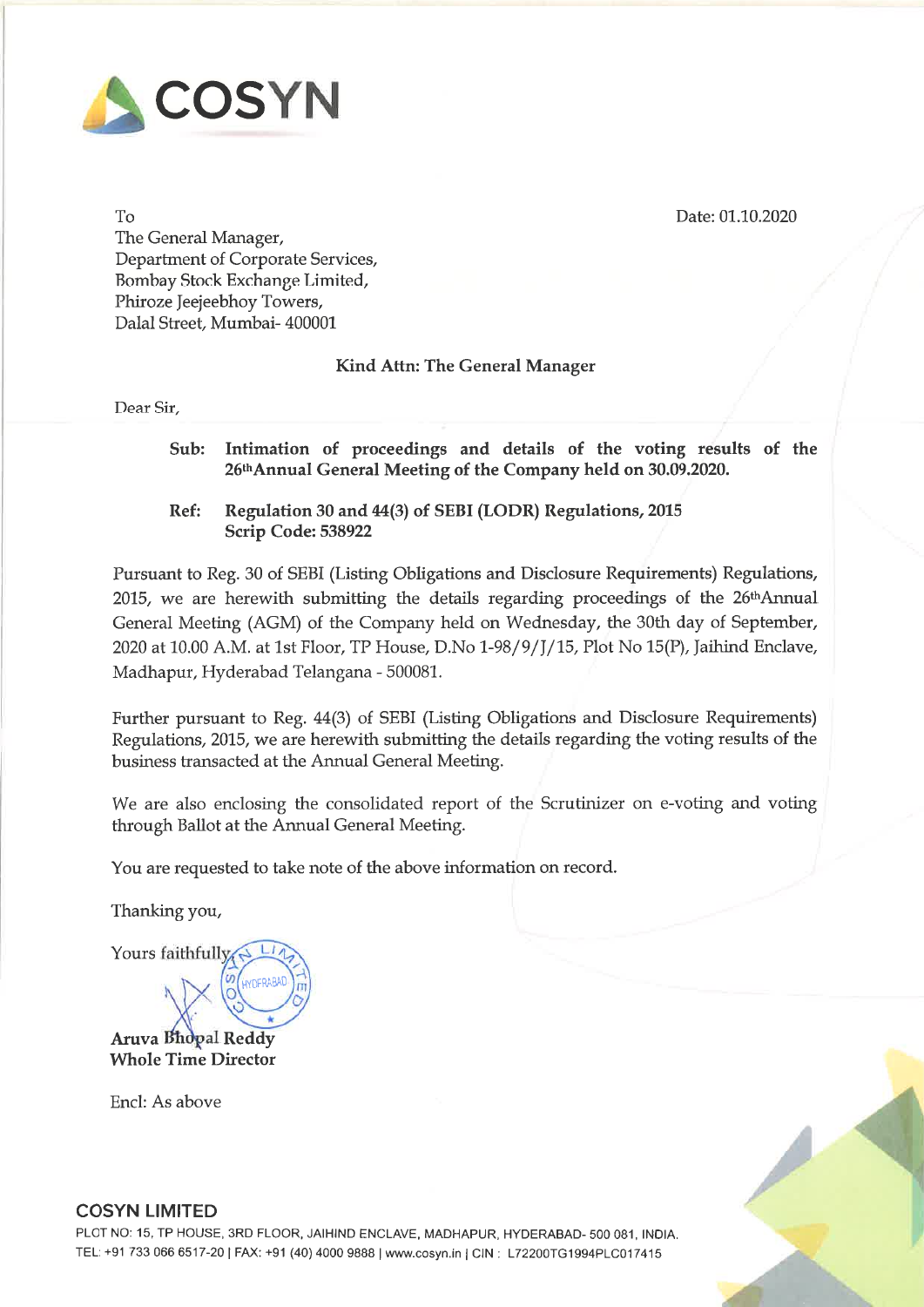# COSYN

Date: 01.10.2020

To
The General Manager,
Department of Corporate Services,
Bombay Stock Exchange Limited,
Phiroze Jeejeebhoy Towers,
Dalal Street, Mumbai- 400001

**Kind Attn: The General Manager**

Dear Sir,

**Sub: Intimation of proceedings and details of the voting results of the 26th Annual General Meeting of the Company held on 30.09.2020.**

**Ref: Regulation 30 and 44(3) of SEBI (LODR) Regulations, 2015**
**Scrip Code: 538922**

Pursuant to Reg. 30 of SEBI (Listing Obligations and Disclosure Requirements) Regulations, 2015, we are herewith submitting the details regarding proceedings of the 26th Annual General Meeting (AGM) of the Company held on Wednesday, the 30th day of September, 2020 at 10.00 A.M. at 1st Floor, TP House, D.No 1-98/9/J/15, Plot No 15(P), Jaihind Enclave, Madhapur, Hyderabad Telangana - 500081.

Further pursuant to Reg. 44(3) of SEBI (Listing Obligations and Disclosure Requirements) Regulations, 2015, we are herewith submitting the details regarding the voting results of the business transacted at the Annual General Meeting.

We are also enclosing the consolidated report of the Scrutinizer on e-voting and voting through Ballot at the Annual General Meeting.

You are requested to take note of the above information on record.

Thanking you,

Yours faithfully

**Aruva Bhopal Reddy**
**Whole Time Director**

Encl: As above

**COSYN LIMITED**
PLOT NO: 15, TP HOUSE, 3RD FLOOR, JAIHIND ENCLAVE, MADHAPUR, HYDERABAD- 500 081, INDIA.
TEL: +91 733 066 6517-20 | FAX: +91 (40) 4000 9888 | www.cosyn.in | CIN : L72200TG1994PLC017415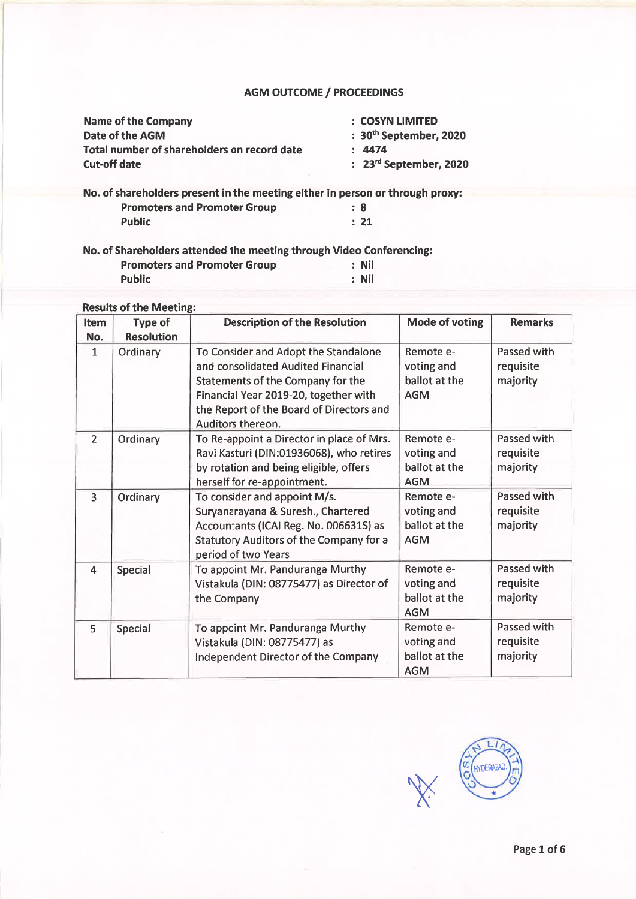## AGM OUTCOME / PROCEEDINGS

| | |
|---|---|
| **Name of the Company** | **: COSYN LIMITED** |
| **Date of the AGM** | **: 30th September, 2020** |
| **Total number of shareholders on record date** | **: 4474** |
| **Cut-off date** | **: 23rd September, 2020** |

**No. of shareholders present in the meeting either in person or through proxy:**

| | |
|---|---|
| **Promoters and Promoter Group** | **: 8** |
| **Public** | **: 21** |

**No. of Shareholders attended the meeting through Video Conferencing:**

| | |
|---|---|
| **Promoters and Promoter Group** | **: Nil** |
| **Public** | **: Nil** |

**Results of the Meeting:**

| Item No. | Type of Resolution | Description of the Resolution | Mode of voting | Remarks |
|---|---|---|---|---|
| 1 | Ordinary | To Consider and Adopt the Standalone and consolidated Audited Financial Statements of the Company for the Financial Year 2019-20, together with the Report of the Board of Directors and Auditors thereon. | Remote e-voting and ballot at the AGM | Passed with requisite majority |
| 2 | Ordinary | To Re-appoint a Director in place of Mrs. Ravi Kasturi (DIN:01936068), who retires by rotation and being eligible, offers herself for re-appointment. | Remote e-voting and ballot at the AGM | Passed with requisite majority |
| 3 | Ordinary | To consider and appoint M/s. Suryanarayana & Suresh., Chartered Accountants (ICAI Reg. No. 006631S) as Statutory Auditors of the Company for a period of two Years | Remote e-voting and ballot at the AGM | Passed with requisite majority |
| 4 | Special | To appoint Mr. Panduranga Murthy Vistakula (DIN: 08775477) as Director of the Company | Remote e-voting and ballot at the AGM | Passed with requisite majority |
| 5 | Special | To appoint Mr. Panduranga Murthy Vistakula (DIN: 08775477) as Independent Director of the Company | Remote e-voting and ballot at the AGM | Passed with requisite majority |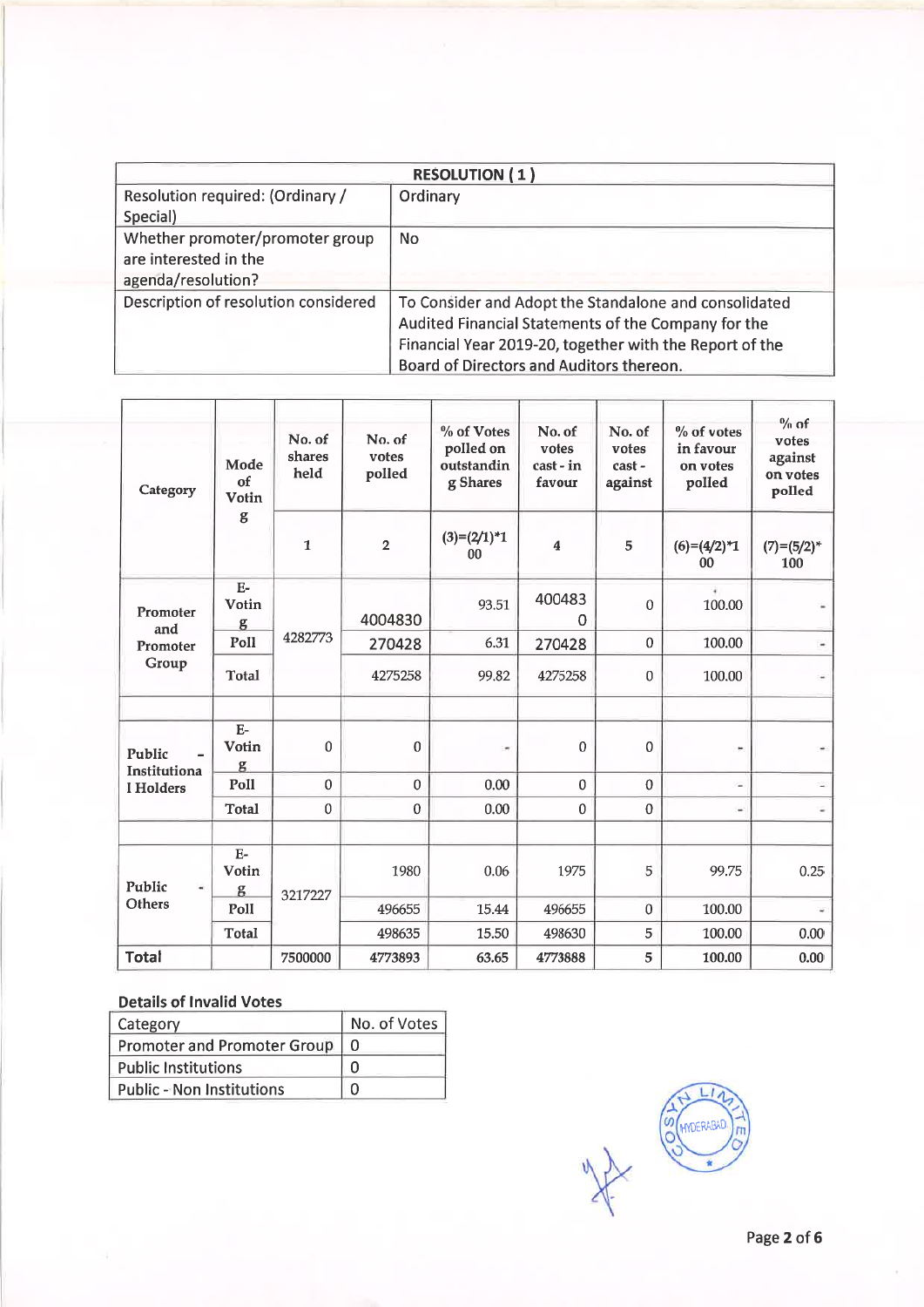| RESOLUTION ( 1 ) | |
|---|---|
| Resolution required: (Ordinary / Special) | Ordinary |
| Whether promoter/promoter group are interested in the agenda/resolution? | No |
| Description of resolution considered | To Consider and Adopt the Standalone and consolidated Audited Financial Statements of the Company for the Financial Year 2019-20, together with the Report of the Board of Directors and Auditors thereon. |

| Category | Mode of Voting | No. of shares held | No. of votes polled | % of Votes polled on outstanding Shares | No. of votes cast - in favour | No. of votes cast - against | % of votes in favour on votes polled | % of votes against on votes polled |
|---|---|---|---|---|---|---|---|---|
| | | 1 | 2 | (3)=(2/1)*100 | 4 | 5 | (6)=(4/2)*100 | (7)=(5/2)*100 |
| Promoter and Promoter Group | E-Voting | 4282773 | 4004830 | 93.51 | 4004830 | 0 | 100.00 | - |
| | Poll | | 270428 | 6.31 | 270428 | 0 | 100.00 | - |
| | Total | | 4275258 | 99.82 | 4275258 | 0 | 100.00 | - |
| Public - Institutional Holders | E-Voting | 0 | 0 | - | 0 | 0 | - | - |
| | Poll | 0 | 0 | 0.00 | 0 | 0 | - | - |
| | Total | 0 | 0 | 0.00 | 0 | 0 | - | - |
| Public - Others | E-Voting | 3217227 | 1980 | 0.06 | 1975 | 5 | 99.75 | 0.25 |
| | Poll | | 496655 | 15.44 | 496655 | 0 | 100.00 | - |
| | Total | | 498635 | 15.50 | 498630 | 5 | 100.00 | 0.00 |
| **Total** | | 7500000 | 4773893 | 63.65 | 4773888 | 5 | 100.00 | 0.00 |

**Details of Invalid Votes**

| Category | No. of Votes |
|---|---|
| Promoter and Promoter Group | 0 |
| Public Institutions | 0 |
| Public - Non Institutions | 0 |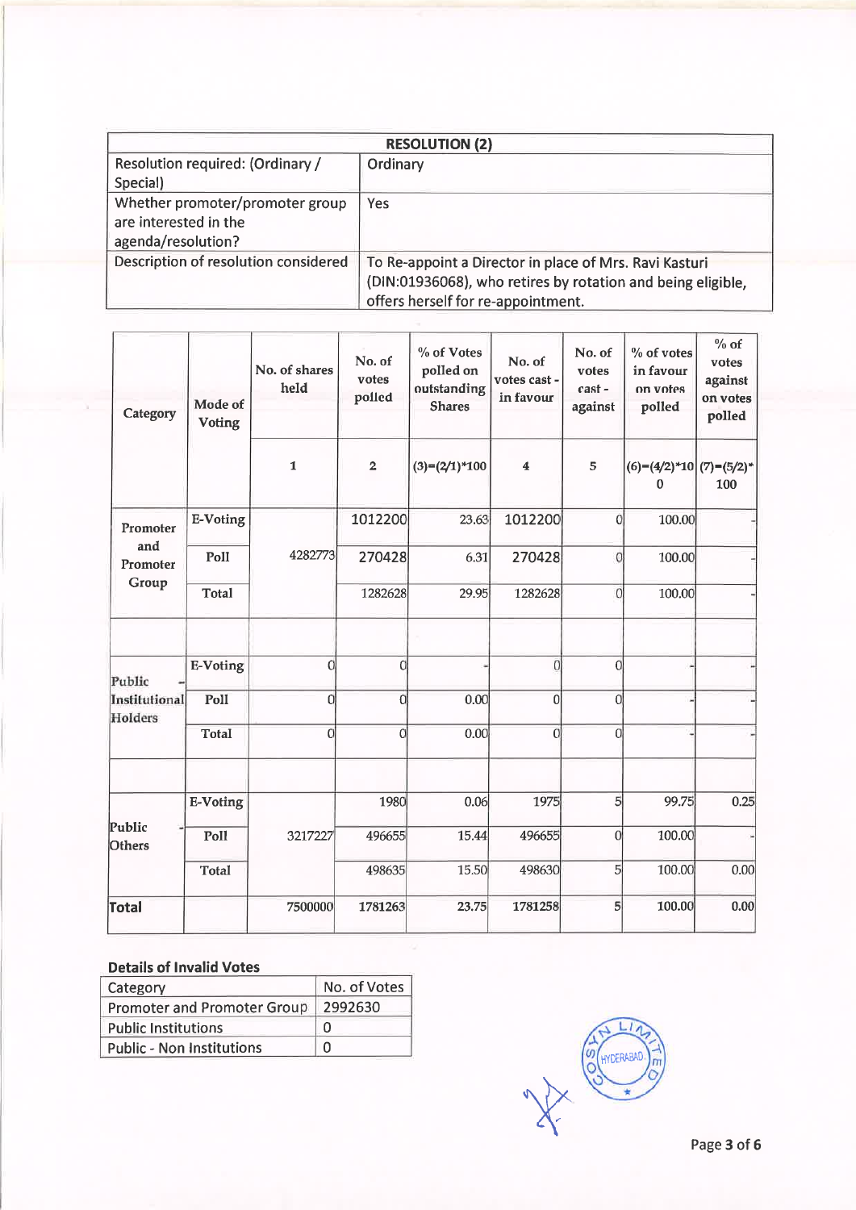| RESOLUTION (2) | |
|---|---|
| Resolution required: (Ordinary / Special) | Ordinary |
| Whether promoter/promoter group are interested in the agenda/resolution? | Yes |
| Description of resolution considered | To Re-appoint a Director in place of Mrs. Ravi Kasturi (DIN:01936068), who retires by rotation and being eligible, offers herself for re-appointment. |

| Category | Mode of Voting | No. of shares held | No. of votes polled | % of Votes polled on outstanding Shares | No. of votes cast - in favour | No. of votes cast - against | % of votes in favour on votes polled | % of votes against on votes polled |
|---|---|---|---|---|---|---|---|---|
| | | 1 | 2 | (3)=(2/1)*100 | 4 | 5 | (6)=(4/2)*100 | (7)=(5/2)*100 |
| Promoter and Promoter Group | E-Voting | 4282773 | 1012200 | 23.63 | 1012200 | 0 | 100.00 | - |
| | Poll | | 270428 | 6.31 | 270428 | 0 | 100.00 | - |
| | Total | | 1282628 | 29.95 | 1282628 | 0 | 100.00 | - |
| Public - Institutional Holders | E-Voting | 0 | 0 | - | 0 | 0 | - | - |
| | Poll | 0 | 0 | 0.00 | 0 | 0 | - | - |
| | Total | 0 | 0 | 0.00 | 0 | 0 | - | - |
| Public - Others | E-Voting | 3217227 | 1980 | 0.06 | 1975 | 5 | 99.75 | 0.25 |
| | Poll | | 496655 | 15.44 | 496655 | 0 | 100.00 | - |
| | Total | | 498635 | 15.50 | 498630 | 5 | 100.00 | 0.00 |
| **Total** | | 7500000 | 1781263 | 23.75 | 1781258 | 5 | 100.00 | 0.00 |

**Details of Invalid Votes**

| Category | No. of Votes |
|---|---|
| Promoter and Promoter Group | 2992630 |
| Public Institutions | 0 |
| Public - Non Institutions | 0 |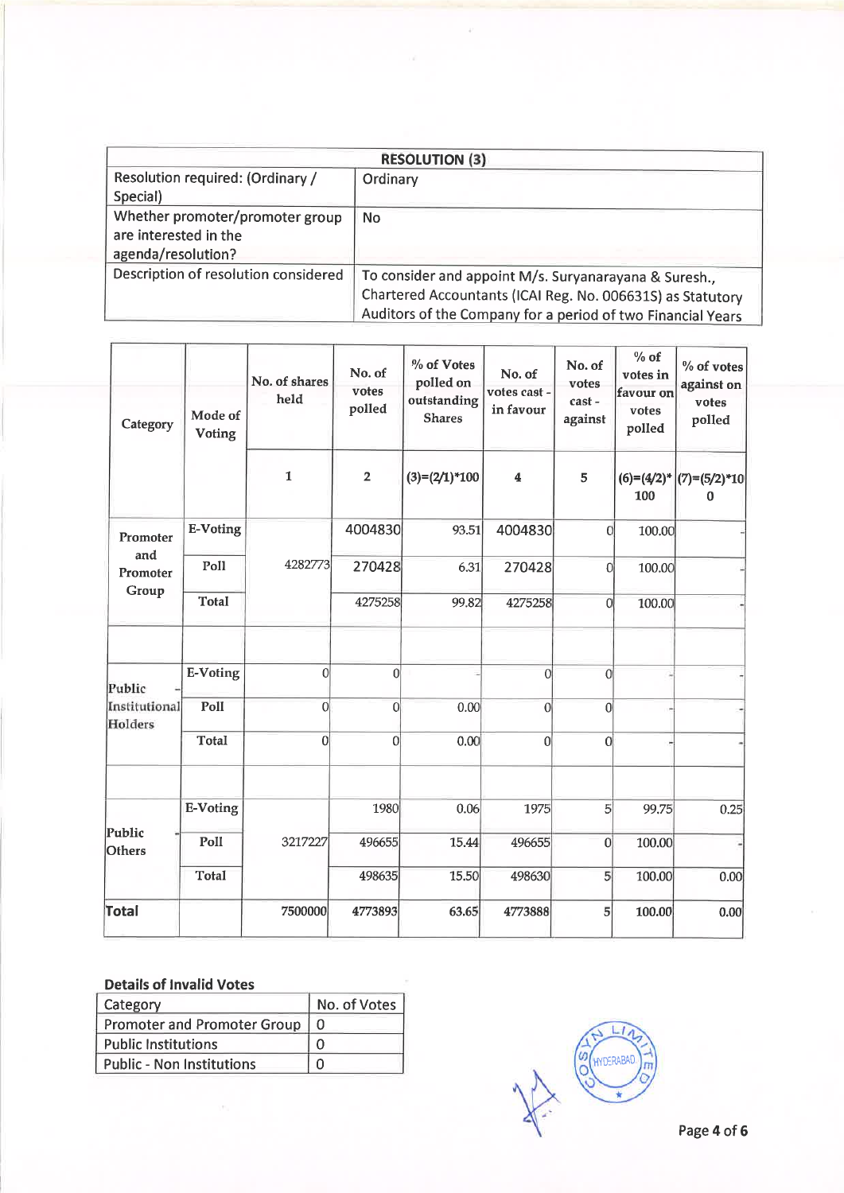| RESOLUTION (3) | |
|---|---|
| Resolution required: (Ordinary / Special) | Ordinary |
| Whether promoter/promoter group are interested in the agenda/resolution? | No |
| Description of resolution considered | To consider and appoint M/s. Suryanarayana & Suresh., Chartered Accountants (ICAI Reg. No. 006631S) as Statutory Auditors of the Company for a period of two Financial Years |

| Category | Mode of Voting | No. of shares held | No. of votes polled | % of Votes polled on outstanding Shares | No. of votes cast - in favour | No. of votes cast - against | % of votes in favour on votes polled | % of votes against on votes polled |
|---|---|---|---|---|---|---|---|---|
| | | 1 | 2 | (3)=(2/1)*100 | 4 | 5 | (6)=(4/2)*100 | (7)=(5/2)*100 |
| Promoter and Promoter Group | E-Voting | 4282773 | 4004830 | 93.51 | 4004830 | 0 | 100.00 | - |
| | Poll | | 270428 | 6.31 | 270428 | 0 | 100.00 | - |
| | Total | | 4275258 | 99.82 | 4275258 | 0 | 100.00 | - |
| Public - Institutional Holders | E-Voting | 0 | 0 | - | 0 | 0 | - | - |
| | Poll | 0 | 0 | 0.00 | 0 | 0 | - | - |
| | Total | 0 | 0 | 0.00 | 0 | 0 | - | - |
| Public - Others | E-Voting | 3217227 | 1980 | 0.06 | 1975 | 5 | 99.75 | 0.25 |
| | Poll | | 496655 | 15.44 | 496655 | 0 | 100.00 | - |
| | Total | | 498635 | 15.50 | 498630 | 5 | 100.00 | 0.00 |
| **Total** | | 7500000 | 4773893 | 63.65 | 4773888 | 5 | 100.00 | 0.00 |

**Details of Invalid Votes**

| Category | No. of Votes |
|---|---|
| Promoter and Promoter Group | 0 |
| Public Institutions | 0 |
| Public - Non Institutions | 0 |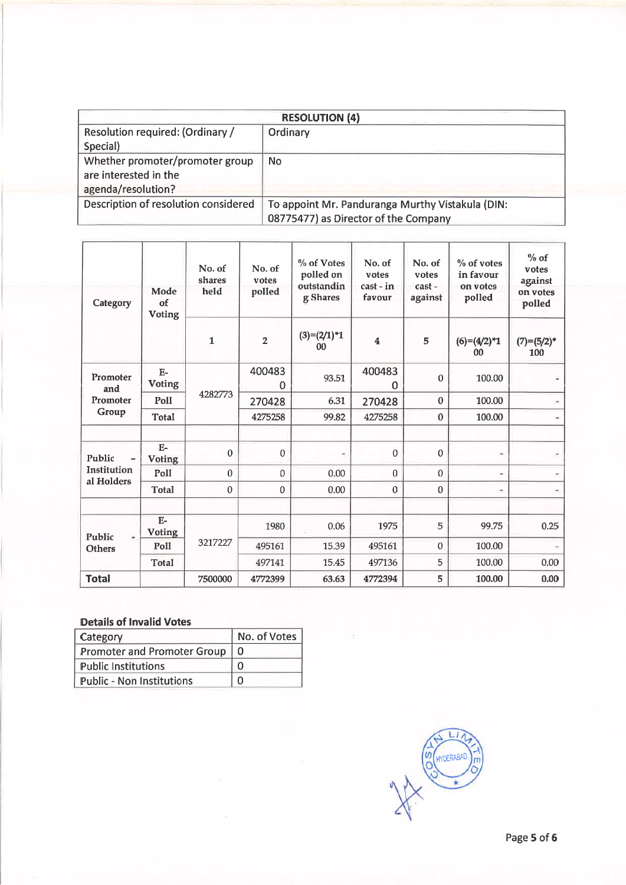| RESOLUTION (4) | |
|---|---|
| Resolution required: (Ordinary / Special) | Ordinary |
| Whether promoter/promoter group are interested in the agenda/resolution? | No |
| Description of resolution considered | To appoint Mr. Panduranga Murthy Vistakula (DIN: 08775477) as Director of the Company |

| Category | Mode of Voting | No. of shares held | No. of votes polled | % of Votes polled on outstanding Shares | No. of votes cast - in favour | No. of votes cast - against | % of votes in favour on votes polled | % of votes against on votes polled |
|---|---|---|---|---|---|---|---|---|
| | | 1 | 2 | (3)=(2/1)*100 | 4 | 5 | (6)=(4/2)*100 | (7)=(5/2)*100 |
| Promoter and Promoter Group | E-Voting | 4282773 | 4004830 | 93.51 | 4004830 | 0 | 100.00 | - |
| | Poll | | 270428 | 6.31 | 270428 | 0 | 100.00 | - |
| | Total | | 4275258 | 99.82 | 4275258 | 0 | 100.00 | - |
| | | | | | | | | |
| Public - Institutional Holders | E-Voting | 0 | 0 | - | 0 | 0 | - | - |
| | Poll | 0 | 0 | 0.00 | 0 | 0 | - | - |
| | Total | 0 | 0 | 0.00 | 0 | 0 | - | - |
| | | | | | | | | |
| Public - Others | E-Voting | 3217227 | 1980 | 0.06 | 1975 | 5 | 99.75 | 0.25 |
| | Poll | | 495161 | 15.39 | 495161 | 0 | 100.00 | - |
| | Total | | 497141 | 15.45 | 497136 | 5 | 100.00 | 0.00 |
| **Total** | | 7500000 | 4772399 | 63.63 | 4772394 | 5 | 100.00 | 0.00 |

**Details of Invalid Votes**

| Category | No. of Votes |
|---|---|
| Promoter and Promoter Group | 0 |
| Public Institutions | 0 |
| Public - Non Institutions | 0 |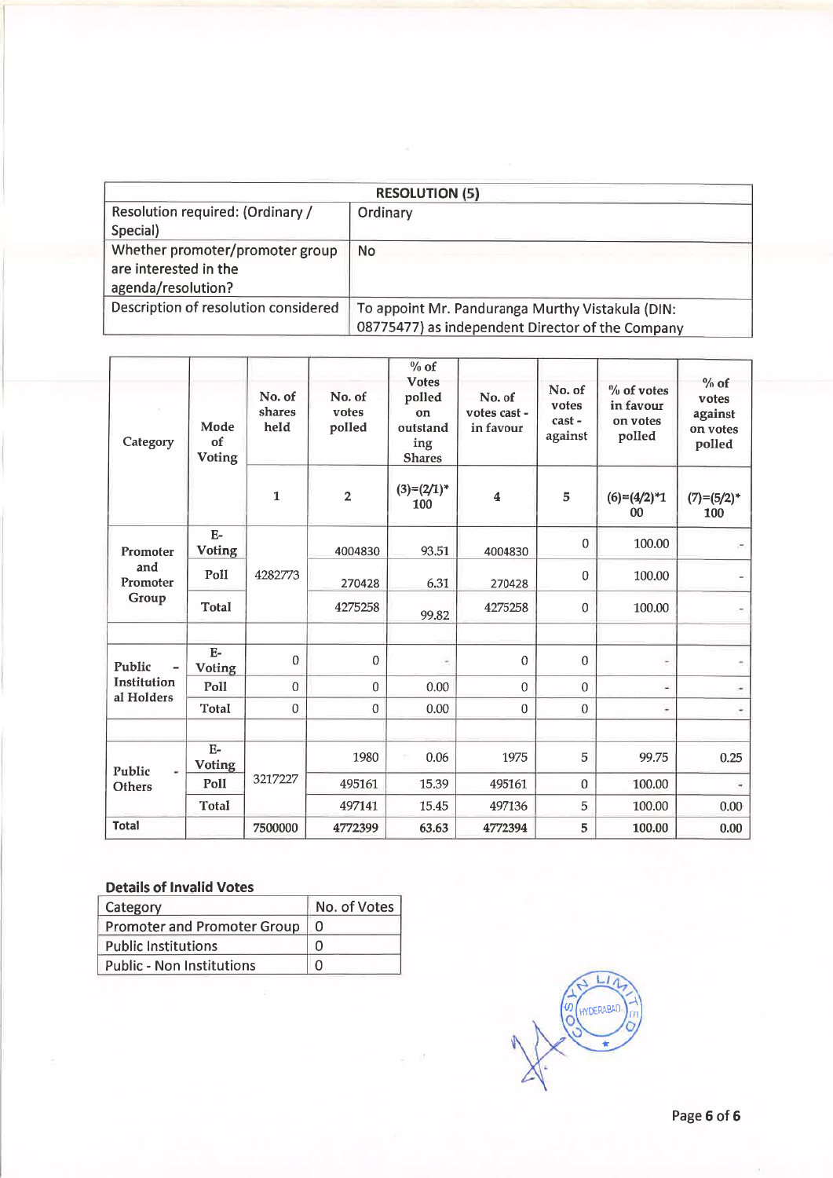| RESOLUTION (5) | |
|---|---|
| Resolution required: (Ordinary / Special) | Ordinary |
| Whether promoter/promoter group are interested in the agenda/resolution? | No |
| Description of resolution considered | To appoint Mr. Panduranga Murthy Vistakula (DIN: 08775477) as independent Director of the Company |

| Category | Mode of Voting | No. of shares held | No. of votes polled | % of Votes polled on outstanding Shares | No. of votes cast - in favour | No. of votes cast - against | % of votes in favour on votes polled | % of votes against on votes polled |
|---|---|---|---|---|---|---|---|---|
| | | 1 | 2 | (3)=(2/1)* 100 | 4 | 5 | (6)=(4/2)*100 | (7)=(5/2)* 100 |
| Promoter and Promoter Group | E-Voting | 4282773 | 4004830 | 93.51 | 4004830 | 0 | 100.00 | - |
| | Poll | | 270428 | 6.31 | 270428 | 0 | 100.00 | - |
| | Total | | 4275258 | 99.82 | 4275258 | 0 | 100.00 | - |
| Public - Institutional Holders | E-Voting | 0 | 0 | - | 0 | 0 | - | - |
| | Poll | 0 | 0 | 0.00 | 0 | 0 | - | - |
| | Total | 0 | 0 | 0.00 | 0 | 0 | - | - |
| Public - Others | E-Voting | 3217227 | 1980 | 0.06 | 1975 | 5 | 99.75 | 0.25 |
| | Poll | | 495161 | 15.39 | 495161 | 0 | 100.00 | - |
| | Total | | 497141 | 15.45 | 497136 | 5 | 100.00 | 0.00 |
| Total | | 7500000 | 4772399 | 63.63 | 4772394 | 5 | 100.00 | 0.00 |

**Details of Invalid Votes**

| Category | No. of Votes |
|---|---|
| Promoter and Promoter Group | 0 |
| Public Institutions | 0 |
| Public - Non Institutions | 0 |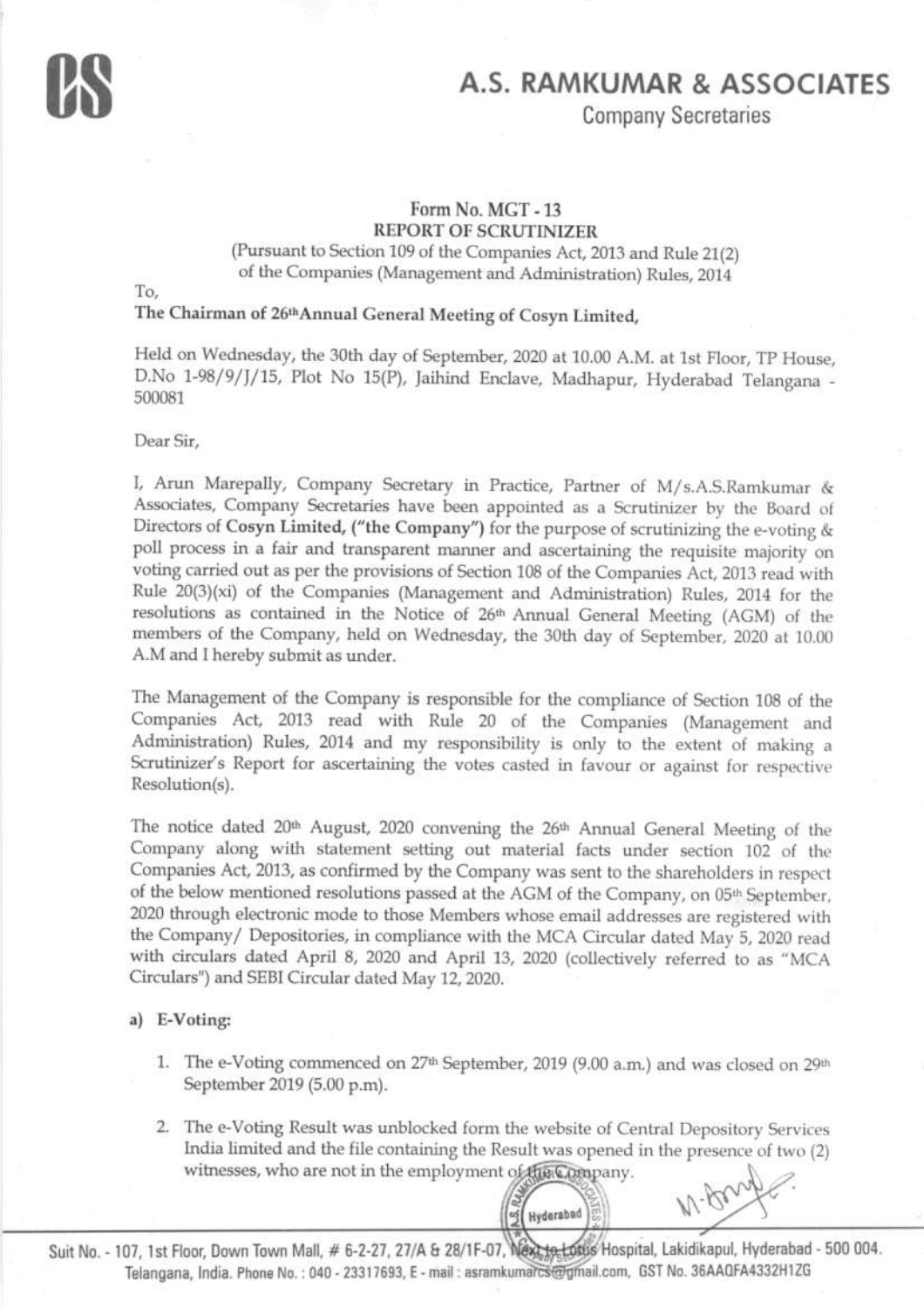# A.S. RAMKUMAR & ASSOCIATES

Company Secretaries

## Form No. MGT - 13
## REPORT OF SCRUTINIZER

(Pursuant to Section 109 of the Companies Act, 2013 and Rule 21(2) of the Companies (Management and Administration) Rules, 2014

To,

**The Chairman of 26th Annual General Meeting of Cosyn Limited,**

Held on Wednesday, the 30th day of September, 2020 at 10.00 A.M. at 1st Floor, TP House, D.No 1-98/9/J/15, Plot No 15(P), Jaihind Enclave, Madhapur, Hyderabad Telangana - 500081

Dear Sir,

I, Arun Marepally, Company Secretary in Practice, Partner of M/s.A.S.Ramkumar & Associates, Company Secretaries have been appointed as a Scrutinizer by the Board of Directors of **Cosyn Limited, ("the Company")** for the purpose of scrutinizing the e-voting & poll process in a fair and transparent manner and ascertaining the requisite majority on voting carried out as per the provisions of Section 108 of the Companies Act, 2013 read with Rule 20(3)(xi) of the Companies (Management and Administration) Rules, 2014 for the resolutions as contained in the Notice of 26th Annual General Meeting (AGM) of the members of the Company, held on Wednesday, the 30th day of September, 2020 at 10.00 A.M and I hereby submit as under.

The Management of the Company is responsible for the compliance of Section 108 of the Companies Act, 2013 read with Rule 20 of the Companies (Management and Administration) Rules, 2014 and my responsibility is only to the extent of making a Scrutinizer's Report for ascertaining the votes casted in favour or against for respective Resolution(s).

The notice dated 20th August, 2020 convening the 26th Annual General Meeting of the Company along with statement setting out material facts under section 102 of the Companies Act, 2013, as confirmed by the Company was sent to the shareholders in respect of the below mentioned resolutions passed at the AGM of the Company, on 05th September, 2020 through electronic mode to those Members whose email addresses are registered with the Company/ Depositories, in compliance with the MCA Circular dated May 5, 2020 read with circulars dated April 8, 2020 and April 13, 2020 (collectively referred to as "MCA Circulars") and SEBI Circular dated May 12, 2020.

**a) E-Voting:**

1. The e-Voting commenced on 27th September, 2019 (9.00 a.m.) and was closed on 29th September 2019 (5.00 p.m).
2. The e-Voting Result was unblocked form the website of Central Depository Services India limited and the file containing the Result was opened in the presence of two (2) witnesses, who are not in the employment of the Company.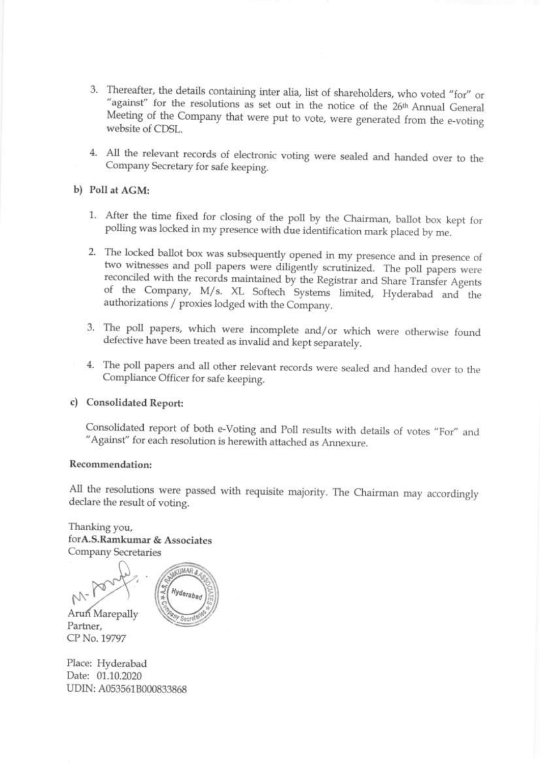3. Thereafter, the details containing inter alia, list of shareholders, who voted "for" or "against" for the resolutions as set out in the notice of the 26th Annual General Meeting of the Company that were put to vote, were generated from the e-voting website of CDSL.

4. All the relevant records of electronic voting were sealed and handed over to the Company Secretary for safe keeping.

**b) Poll at AGM:**

1. After the time fixed for closing of the poll by the Chairman, ballot box kept for polling was locked in my presence with due identification mark placed by me.

2. The locked ballot box was subsequently opened in my presence and in presence of two witnesses and poll papers were diligently scrutinized. The poll papers were reconciled with the records maintained by the Registrar and Share Transfer Agents of the Company, M/s. XL Softech Systems limited, Hyderabad and the authorizations / proxies lodged with the Company.

3. The poll papers, which were incomplete and/or which were otherwise found defective have been treated as invalid and kept separately.

4. The poll papers and all other relevant records were sealed and handed over to the Compliance Officer for safe keeping.

**c) Consolidated Report:**

Consolidated report of both e-Voting and Poll results with details of votes "For" and "Against" for each resolution is herewith attached as Annexure.

**Recommendation:**

All the resolutions were passed with requisite majority. The Chairman may accordingly declare the result of voting.

Thanking you,
for**A.S.Ramkumar & Associates**
Company Secretaries

Arun Marepally
Partner,
CP No. 19797

Place: Hyderabad
Date: 01.10.2020
UDIN: A053561B000833868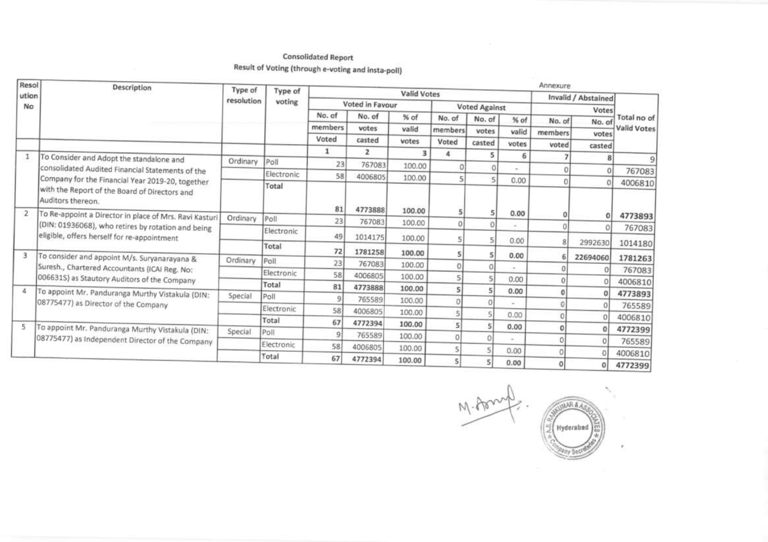Consolidated Report

Result of Voting (through e-voting and insta-poll)

Annexure

| Resolution No | Description | Type of resolution | Type of voting | Valid Votes | | | | | | Invalid / Abstained Votes | | Total no of Valid Votes |
|---|---|---|---|---|---|---|---|---|---|---|---|---|
| | | | | Voted in Favour | | | Voted Against | | | | | |
| | | | | No. of members Voted | No. of votes casted | % of valid votes | No. of members Voted | No. of votes casted | % of valid votes | No. of members voted | No. of votes casted | |
| | | | | 1 | 2 | 3 | 4 | 5 | 6 | 7 | 8 | 9 |
| 1 | To Consider and Adopt the standalone and consolidated Audited Financial Statements of the Company for the Financial Year 2019-20, together with the Report of the Board of Directors and Auditors thereon. | Ordinary | Poll | 23 | 767083 | 100.00 | 0 | 0 | - | 0 | 0 | 767083 |
| | | | Electronic | 58 | 4006805 | 100.00 | 5 | 5 | 0.00 | 0 | 0 | 4006810 |
| | | | Total | **81** | **4773888** | **100.00** | **5** | **5** | **0.00** | **0** | **0** | **4773893** |
| 2 | To Re-appoint a Director in place of Mrs. Ravi Kasturi (DIN: 01936068), who retires by rotation and being eligible, offers herself for re-appointment | Ordinary | Poll | 23 | 767083 | 100.00 | 0 | 0 | - | 0 | 0 | 767083 |
| | | | Electronic | 49 | 1014175 | 100.00 | 5 | 5 | 0.00 | 8 | 2992630 | 1014180 |
| | | | Total | **72** | **1781258** | **100.00** | **5** | **5** | **0.00** | **6** | **22694060** | **1781263** |
| 3 | To consider and appoint M/s. Suryanarayana & Suresh., Chartered Accountants (ICAI Reg. No: 006631S) as Stautory Auditors of the Company | Ordinary | Poll | 23 | 767083 | 100.00 | 0 | 0 | - | 0 | 0 | 767083 |
| | | | Electronic | 58 | 4006805 | 100.00 | 5 | 5 | 0.00 | 0 | 0 | 4006810 |
| | | | Total | **81** | **4773888** | **100.00** | **5** | **5** | **0.00** | **0** | **0** | **4773893** |
| 4 | To appoint Mr. Panduranga Murthy Vistakula (DIN: 08775477) as Director of the Company | Special | Poll | 9 | 765589 | 100.00 | 0 | 0 | - | 0 | 0 | 765589 |
| | | | Electronic | 58 | 4006805 | 100.00 | 5 | 5 | 0.00 | 0 | 0 | 4006810 |
| | | | Total | **67** | **4772394** | **100.00** | **5** | **5** | **0.00** | **0** | **0** | **4772399** |
| 5 | To appoint Mr. Panduranga Murthy Vistakula (DIN: 08775477) as Independent Director of the Company | Special | Poll | 9 | 765589 | 100.00 | 0 | 0 | - | 0 | 0 | 765589 |
| | | | Electronic | 58 | 4006805 | 100.00 | 5 | 5 | 0.00 | 0 | 0 | 4006810 |
| | | | Total | **67** | **4772394** | **100.00** | **5** | **5** | **0.00** | **0** | **0** | **4772399** |

M. Anup.

A.S. RAMKUMAR & ASSOCIATES, Hyderabad, Company Secretaries